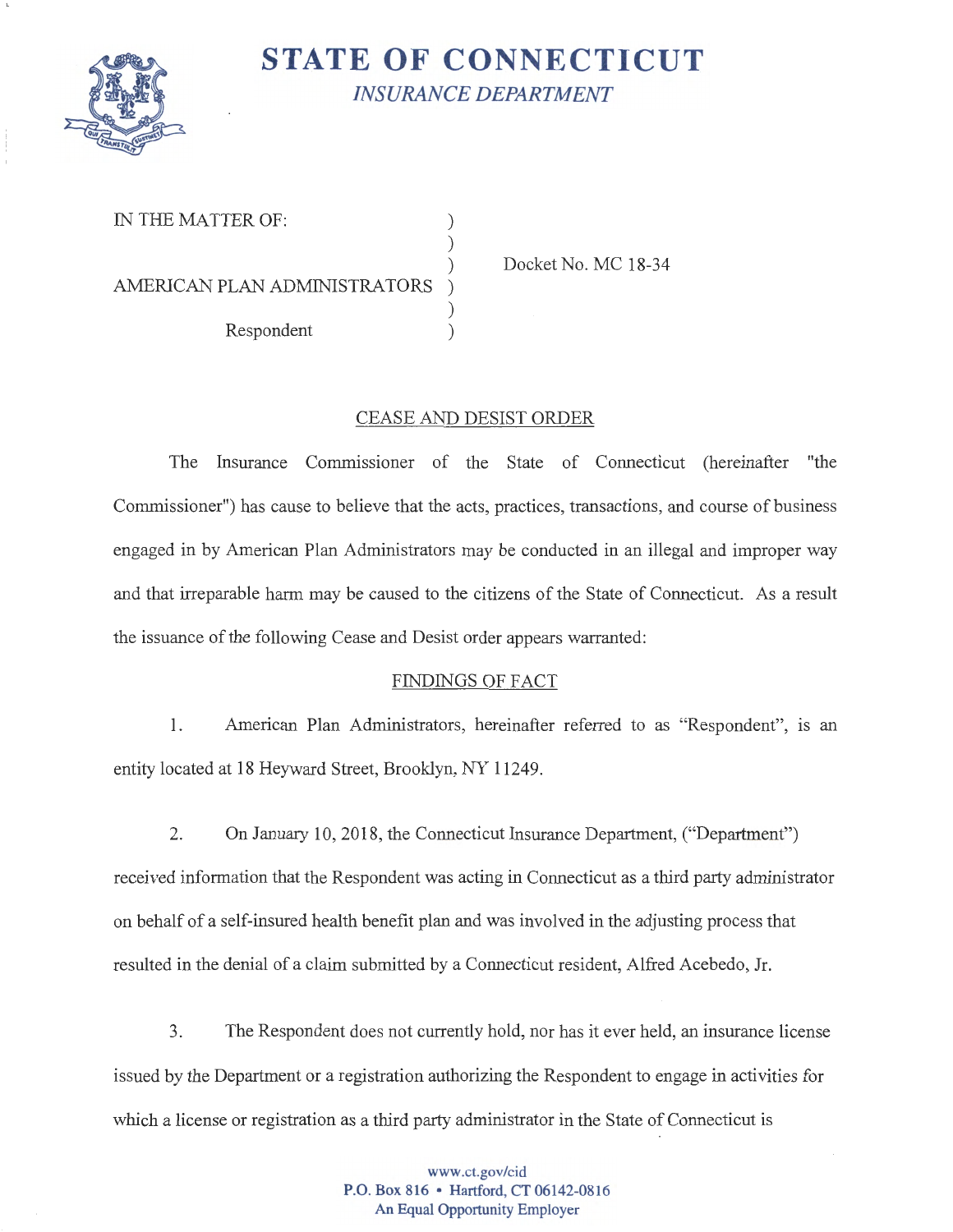# STATE OF CONNECTICUT

*INSURANCE DEPARTMENT*

IN THE MATTER OF:

AMERICAN PLAN ADMINISTRATORS

Respondent

Docket No. MC 18-34

## CEASE AND DESIST ORDER

The Insurance Commissioner of the State of Connecticut (hereinafter "the Commissioner") has cause to believe that the acts, practices, transactions, and course of business engaged in by American Plan Administrators may be conducted in an illegal and improper way and that irreparable harm may be caused to the citizens of the State of Connecticut. As a result the issuance of the following Cease and Desist order appears warranted:

## FINDINGS OF FACT

1. American Plan Administrators, hereinafter referred to as "Respondent", is an entity located at 18 Heyward Street, Brooklyn, NY 11249.

2. On January 10, 2018, the Connecticut Insurance Department, ("Department") received information that the Respondent was acting in Connecticut as a third party administrator on behalf of a self-insured health benefit plan and was involved in the adjusting process that resulted in the denial of a claim submitted by a Connecticut resident, Alfred Acebedo, Jr.

3. The Respondent does not currently hold, nor has it ever held, an insurance license issued by the Department or a registration authorizing the Respondent to engage in activities for which a license or registration as a third party administrator in the State of Connecticut is

www.ct.gov/cid
P.O. Box 816 • Hartford, CT 06142-0816
An Equal Opportunity Employer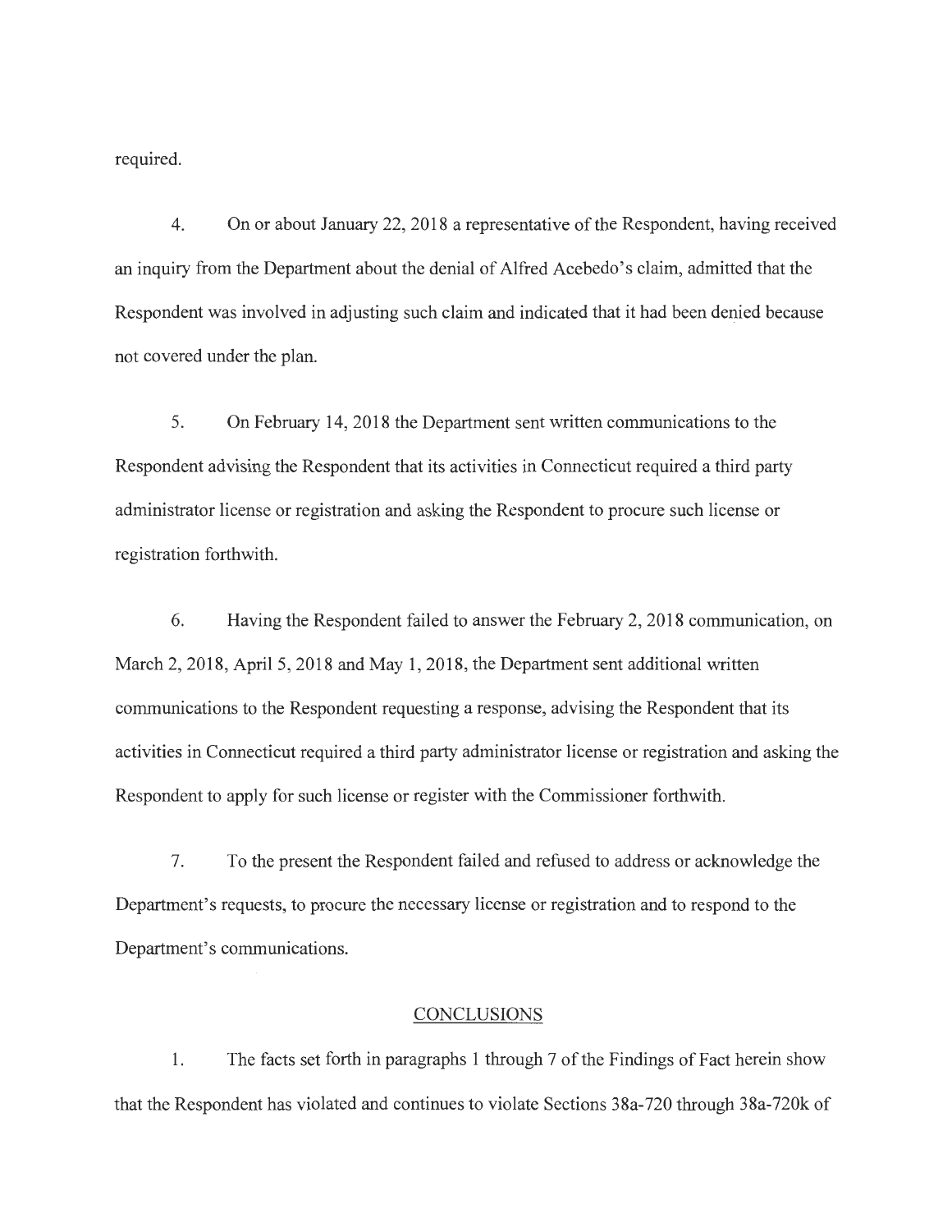required.

4. On or about January 22, 2018 a representative of the Respondent, having received an inquiry from the Department about the denial of Alfred Acebedo's claim, admitted that the Respondent was involved in adjusting such claim and indicated that it had been denied because not covered under the plan.

5. On February 14, 2018 the Department sent written communications to the Respondent advising the Respondent that its activities in Connecticut required a third party administrator license or registration and asking the Respondent to procure such license or registration forthwith.

6. Having the Respondent failed to answer the February 2, 2018 communication, on March 2, 2018, April 5, 2018 and May 1, 2018, the Department sent additional written communications to the Respondent requesting a response, advising the Respondent that its activities in Connecticut required a third party administrator license or registration and asking the Respondent to apply for such license or register with the Commissioner forthwith.

7. To the present the Respondent failed and refused to address or acknowledge the Department's requests, to procure the necessary license or registration and to respond to the Department's communications.

## CONCLUSIONS

1. The facts set forth in paragraphs 1 through 7 of the Findings of Fact herein show that the Respondent has violated and continues to violate Sections 38a-720 through 38a-720k of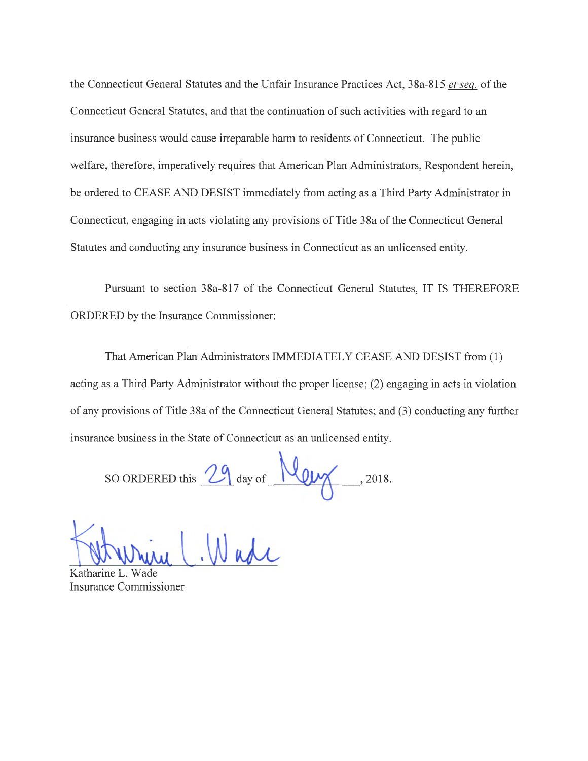the Connecticut General Statutes and the Unfair Insurance Practices Act, 38a-815 *et seq.* of the Connecticut General Statutes, and that the continuation of such activities with regard to an insurance business would cause irreparable harm to residents of Connecticut. The public welfare, therefore, imperatively requires that American Plan Administrators, Respondent herein, be ordered to CEASE AND DESIST immediately from acting as a Third Party Administrator in Connecticut, engaging in acts violating any provisions of Title 38a of the Connecticut General Statutes and conducting any insurance business in Connecticut as an unlicensed entity.

Pursuant to section 38a-817 of the Connecticut General Statutes, IT IS THEREFORE ORDERED by the Insurance Commissioner:

That American Plan Administrators IMMEDIATELY CEASE AND DESIST from (1) acting as a Third Party Administrator without the proper license; (2) engaging in acts in violation of any provisions of Title 38a of the Connecticut General Statutes; and (3) conducting any further insurance business in the State of Connecticut as an unlicensed entity.

SO ORDERED this 29 day of May, 2018.

Katharine L. Wade
Insurance Commissioner